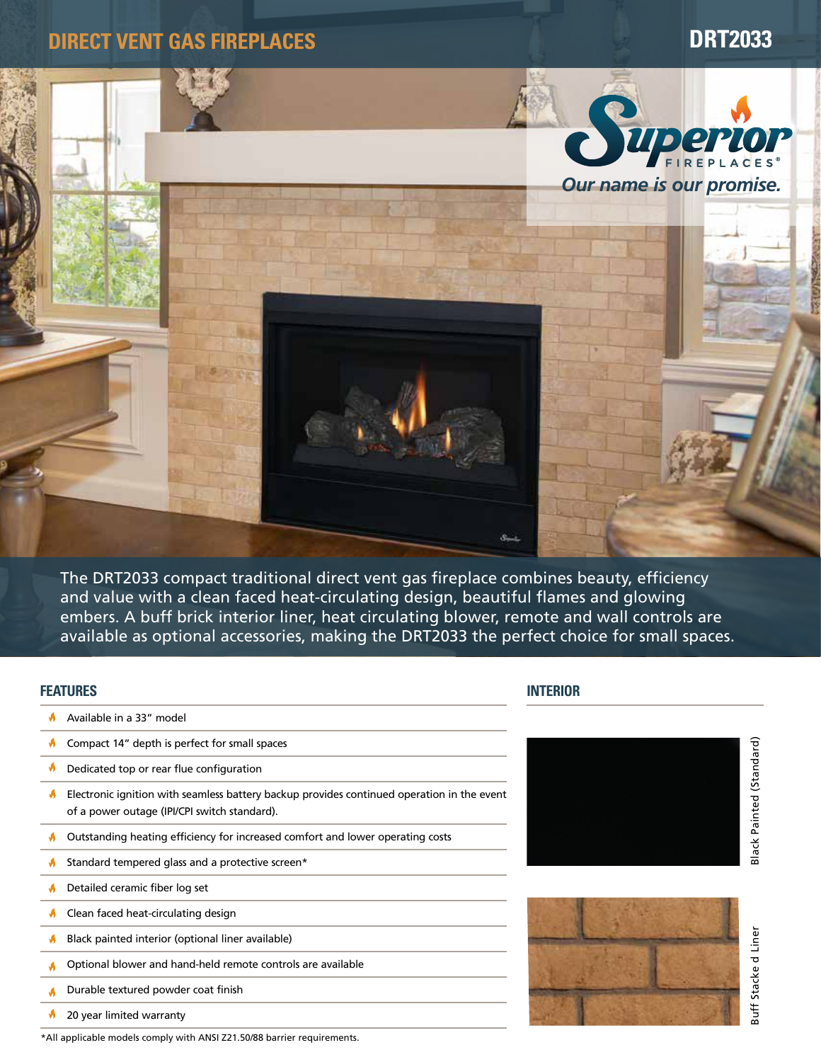# DIRECT VENT GAS FIREPLACES

## DRT2033

Superior FIREPLACES®

*Our name is our promise.*

The DRT2033 compact traditional direct vent gas fireplace combines beauty, efficiency and value with a clean faced heat-circulating design, beautiful flames and glowing embers. A buff brick interior liner, heat circulating blower, remote and wall controls are available as optional accessories, making the DRT2033 the perfect choice for small spaces.

## FEATURES

- Available in a 33" model
- Compact 14" depth is perfect for small spaces
- Dedicated top or rear flue configuration
- Electronic ignition with seamless battery backup provides continued operation in the event of a power outage (IPI/CPI switch standard).
- Outstanding heating efficiency for increased comfort and lower operating costs
- Standard tempered glass and a protective screen*
- Detailed ceramic fiber log set
- Clean faced heat-circulating design
- Black painted interior (optional liner available)
- Optional blower and hand-held remote controls are available
- Durable textured powder coat finish
- 20 year limited warranty

*All applicable models comply with ANSI Z21.50/88 barrier requirements.

## INTERIOR

Black Painted (Standard)

Buff Stacke d Liner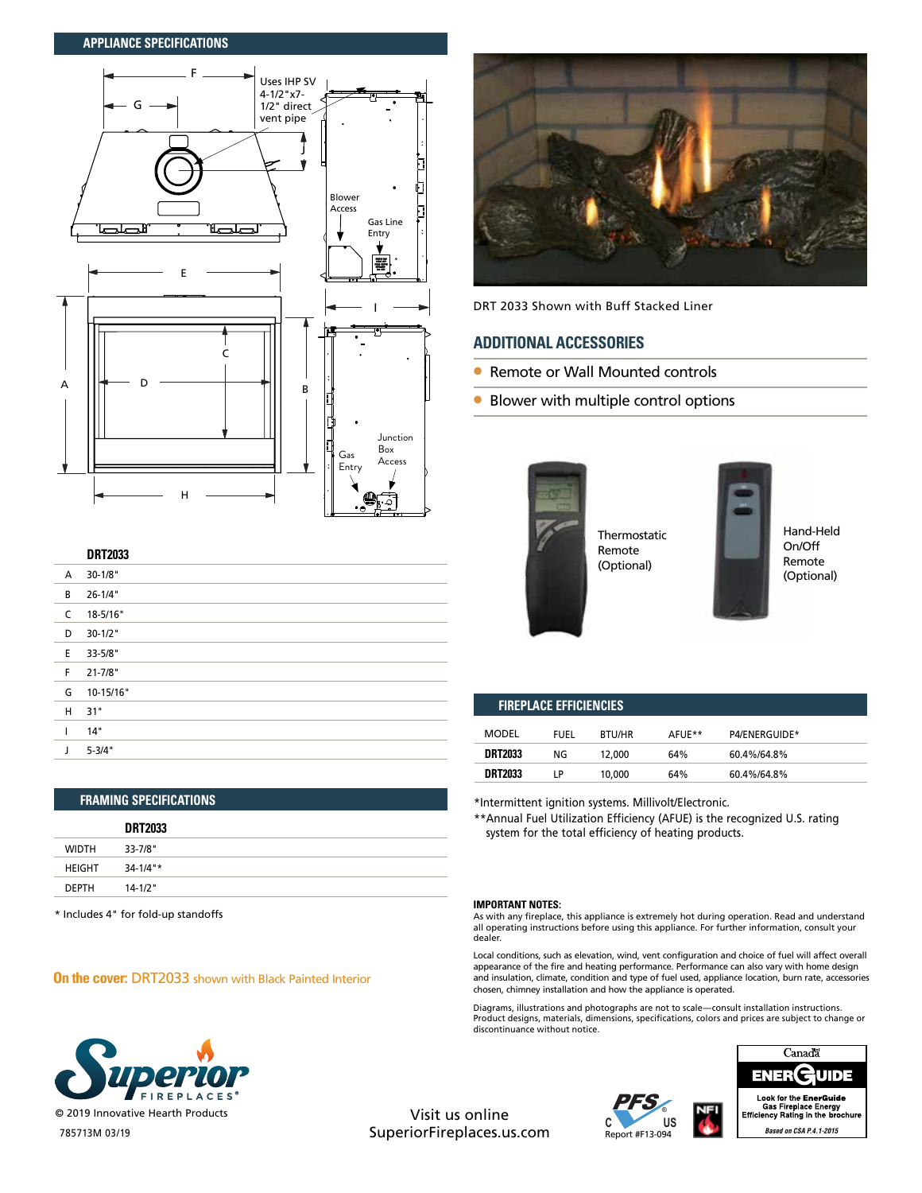## APPLIANCE SPECIFICATIONS

Uses IHP SV 4-1/2"x7-1/2" direct vent pipe

Blower Access

Gas Line Entry

Gas Entry

Junction Box Access

| | DRT2033 |
|---|---|
| A | 30-1/8" |
| B | 26-1/4" |
| C | 18-5/16" |
| D | 30-1/2" |
| E | 33-5/8" |
| F | 21-7/8" |
| G | 10-15/16" |
| H | 31" |
| I | 14" |
| J | 5-3/4" |

## FRAMING SPECIFICATIONS

| | DRT2033 |
|---|---|
| WIDTH | 33-7/8" |
| HEIGHT | 34-1/4"* |
| DEPTH | 14-1/2" |

* Includes 4" for fold-up standoffs

**On the cover:** DRT2033 shown with Black Painted Interior

DRT 2033 Shown with Buff Stacked Liner

## ADDITIONAL ACCESSORIES

- Remote or Wall Mounted controls
- Blower with multiple control options

Thermostatic Remote (Optional)

Hand-Held On/Off Remote (Optional)

## FIREPLACE EFFICIENCIES

| MODEL | FUEL | BTU/HR | AFUE** | P4/ENERGUIDE* |
|---|---|---|---|---|
| DRT2033 | NG | 12,000 | 64% | 60.4%/64.8% |
| DRT2033 | LP | 10,000 | 64% | 60.4%/64.8% |

*Intermittent ignition systems. Millivolt/Electronic.

**Annual Fuel Utilization Efficiency (AFUE) is the recognized U.S. rating system for the total efficiency of heating products.

**IMPORTANT NOTES:**

As with any fireplace, this appliance is extremely hot during operation. Read and understand all operating instructions before using this appliance. For further information, consult your dealer.

Local conditions, such as elevation, wind, vent configuration and choice of fuel will affect overall appearance of the fire and heating performance. Performance can also vary with home design and insulation, climate, condition and type of fuel used, appliance location, burn rate, accessories chosen, chimney installation and how the appliance is operated.

Diagrams, illustrations and photographs are not to scale—consult installation instructions. Product designs, materials, dimensions, specifications, colors and prices are subject to change or discontinuance without notice.

Superior FIREPLACES®

© 2019 Innovative Hearth Products

785713M 03/19

Visit us online
SuperiorFireplaces.us.com

PFS C US Report #F13-094

Canada ENERGUIDE Look for the EnerGuide Gas Fireplace Energy Efficiency Rating in the brochure. Based on CSA P.4.1-2015